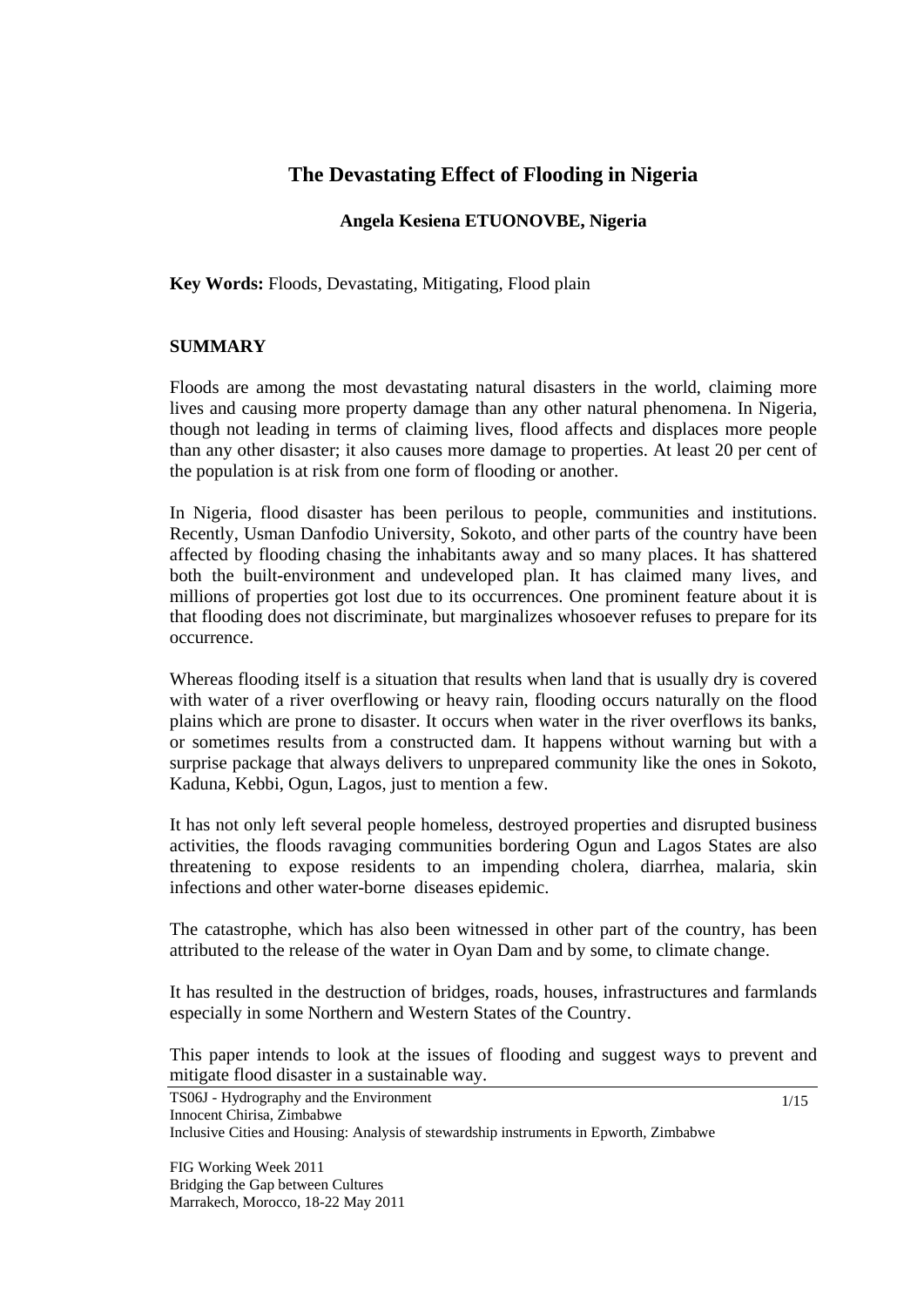# The Devastating Effect of Flooding in Nigeria

**Angela Kesiena ETUONOVBE, Nigeria**

**Key Words:** Floods, Devastating, Mitigating, Flood plain

## SUMMARY

Floods are among the most devastating natural disasters in the world, claiming more lives and causing more property damage than any other natural phenomena. In Nigeria, though not leading in terms of claiming lives, flood affects and displaces more people than any other disaster; it also causes more damage to properties. At least 20 per cent of the population is at risk from one form of flooding or another.

In Nigeria, flood disaster has been perilous to people, communities and institutions. Recently, Usman Danfodio University, Sokoto, and other parts of the country have been affected by flooding chasing the inhabitants away and so many places. It has shattered both the built-environment and undeveloped plan. It has claimed many lives, and millions of properties got lost due to its occurrences. One prominent feature about it is that flooding does not discriminate, but marginalizes whosoever refuses to prepare for its occurrence.

Whereas flooding itself is a situation that results when land that is usually dry is covered with water of a river overflowing or heavy rain, flooding occurs naturally on the flood plains which are prone to disaster. It occurs when water in the river overflows its banks, or sometimes results from a constructed dam. It happens without warning but with a surprise package that always delivers to unprepared community like the ones in Sokoto, Kaduna, Kebbi, Ogun, Lagos, just to mention a few.

It has not only left several people homeless, destroyed properties and disrupted business activities, the floods ravaging communities bordering Ogun and Lagos States are also threatening to expose residents to an impending cholera, diarrhea, malaria, skin infections and other water-borne diseases epidemic.

The catastrophe, which has also been witnessed in other part of the country, has been attributed to the release of the water in Oyan Dam and by some, to climate change.

It has resulted in the destruction of bridges, roads, houses, infrastructures and farmlands especially in some Northern and Western States of the Country.

This paper intends to look at the issues of flooding and suggest ways to prevent and mitigate flood disaster in a sustainable way.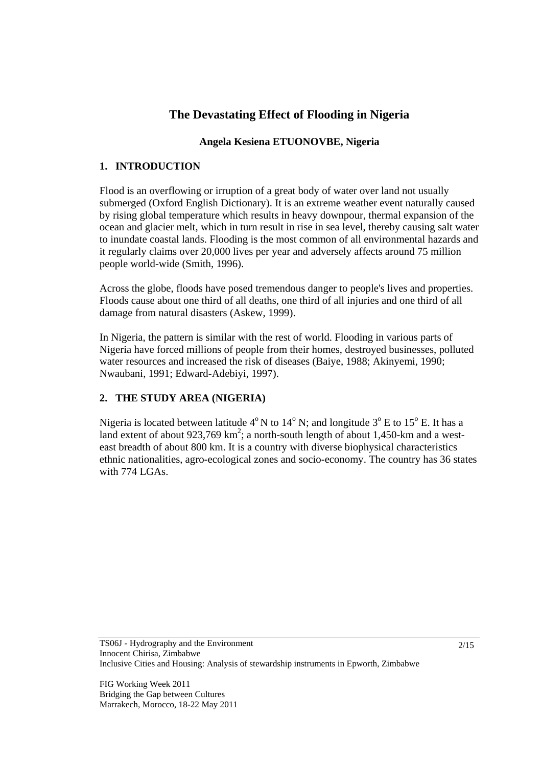# The Devastating Effect of Flooding in Nigeria

**Angela Kesiena ETUONOVBE, Nigeria**

## 1. INTRODUCTION

Flood is an overflowing or irruption of a great body of water over land not usually submerged (Oxford English Dictionary). It is an extreme weather event naturally caused by rising global temperature which results in heavy downpour, thermal expansion of the ocean and glacier melt, which in turn result in rise in sea level, thereby causing salt water to inundate coastal lands. Flooding is the most common of all environmental hazards and it regularly claims over 20,000 lives per year and adversely affects around 75 million people world-wide (Smith, 1996).

Across the globe, floods have posed tremendous danger to people's lives and properties. Floods cause about one third of all deaths, one third of all injuries and one third of all damage from natural disasters (Askew, 1999).

In Nigeria, the pattern is similar with the rest of world. Flooding in various parts of Nigeria have forced millions of people from their homes, destroyed businesses, polluted water resources and increased the risk of diseases (Baiye, 1988; Akinyemi, 1990; Nwaubani, 1991; Edward-Adebiyi, 1997).

## 2. THE STUDY AREA (NIGERIA)

Nigeria is located between latitude $4^o$ N to $14^o$ N; and longitude $3^o$ E to $15^o$ E. It has a land extent of about 923,769 $km^2$; a north-south length of about 1,450-km and a west-east breadth of about 800 km. It is a country with diverse biophysical characteristics ethnic nationalities, agro-ecological zones and socio-economy. The country has 36 states with 774 LGAs.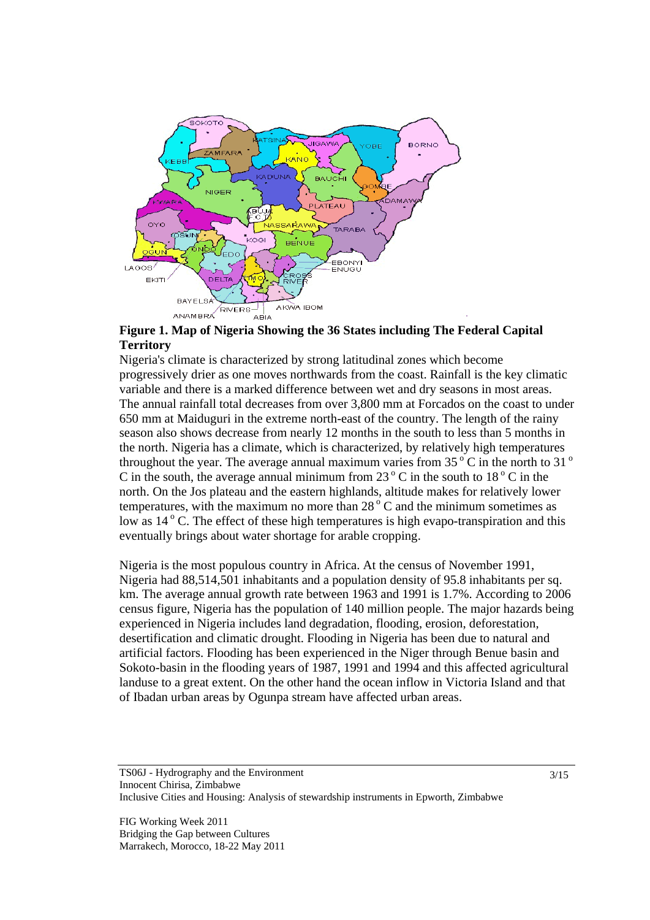**Figure 1. Map of Nigeria Showing the 36 States including The Federal Capital Territory**

Nigeria's climate is characterized by strong latitudinal zones which become progressively drier as one moves northwards from the coast. Rainfall is the key climatic variable and there is a marked difference between wet and dry seasons in most areas. The annual rainfall total decreases from over 3,800 mm at Forcados on the coast to under 650 mm at Maiduguri in the extreme north-east of the country. The length of the rainy season also shows decrease from nearly 12 months in the south to less than 5 months in the north. Nigeria has a climate, which is characterized, by relatively high temperatures throughout the year. The average annual maximum varies from 35 $^{o}$ C in the north to 31 $^{o}$ C in the south, the average annual minimum from 23 $^{o}$ C in the south to 18 $^{o}$ C in the north. On the Jos plateau and the eastern highlands, altitude makes for relatively lower temperatures, with the maximum no more than 28 $^{o}$ C and the minimum sometimes as low as 14 $^{o}$ C. The effect of these high temperatures is high evapo-transpiration and this eventually brings about water shortage for arable cropping.

Nigeria is the most populous country in Africa. At the census of November 1991, Nigeria had 88,514,501 inhabitants and a population density of 95.8 inhabitants per sq. km. The average annual growth rate between 1963 and 1991 is 1.7%. According to 2006 census figure, Nigeria has the population of 140 million people. The major hazards being experienced in Nigeria includes land degradation, flooding, erosion, deforestation, desertification and climatic drought. Flooding in Nigeria has been due to natural and artificial factors. Flooding has been experienced in the Niger through Benue basin and Sokoto-basin in the flooding years of 1987, 1991 and 1994 and this affected agricultural landuse to a great extent. On the other hand the ocean inflow in Victoria Island and that of Ibadan urban areas by Ogunpa stream have affected urban areas.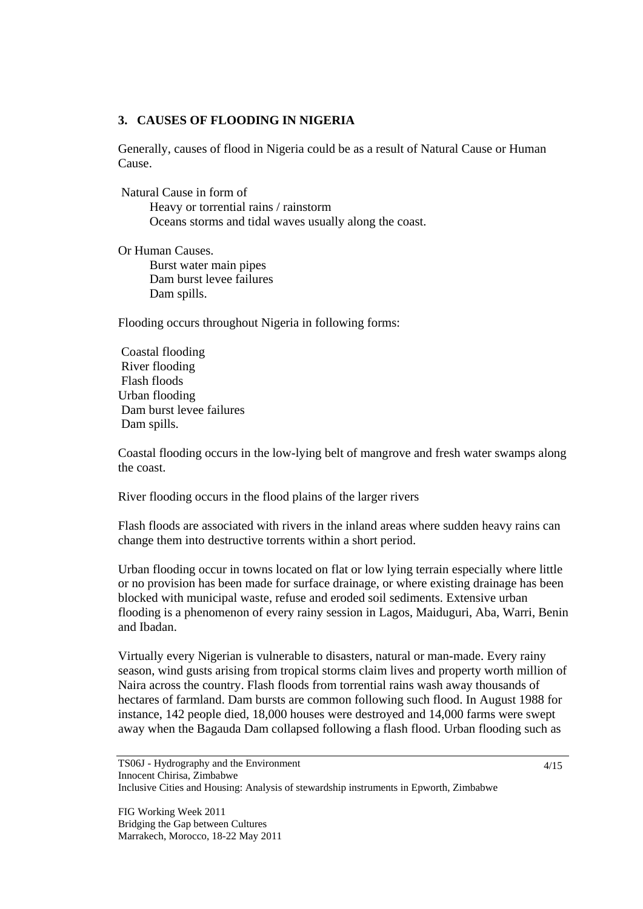## 3. CAUSES OF FLOODING IN NIGERIA

Generally, causes of flood in Nigeria could be as a result of Natural Cause or Human Cause.

Natural Cause in form of

- Heavy or torrential rains / rainstorm
- Oceans storms and tidal waves usually along the coast.

Or Human Causes.

- Burst water main pipes
- Dam burst levee failures
- Dam spills.

Flooding occurs throughout Nigeria in following forms:

- Coastal flooding
- River flooding
- Flash floods
- Urban flooding
- Dam burst levee failures
- Dam spills.

Coastal flooding occurs in the low-lying belt of mangrove and fresh water swamps along the coast.

River flooding occurs in the flood plains of the larger rivers

Flash floods are associated with rivers in the inland areas where sudden heavy rains can change them into destructive torrents within a short period.

Urban flooding occur in towns located on flat or low lying terrain especially where little or no provision has been made for surface drainage, or where existing drainage has been blocked with municipal waste, refuse and eroded soil sediments. Extensive urban flooding is a phenomenon of every rainy session in Lagos, Maiduguri, Aba, Warri, Benin and Ibadan.

Virtually every Nigerian is vulnerable to disasters, natural or man-made. Every rainy season, wind gusts arising from tropical storms claim lives and property worth million of Naira across the country. Flash floods from torrential rains wash away thousands of hectares of farmland. Dam bursts are common following such flood. In August 1988 for instance, 142 people died, 18,000 houses were destroyed and 14,000 farms were swept away when the Bagauda Dam collapsed following a flash flood. Urban flooding such as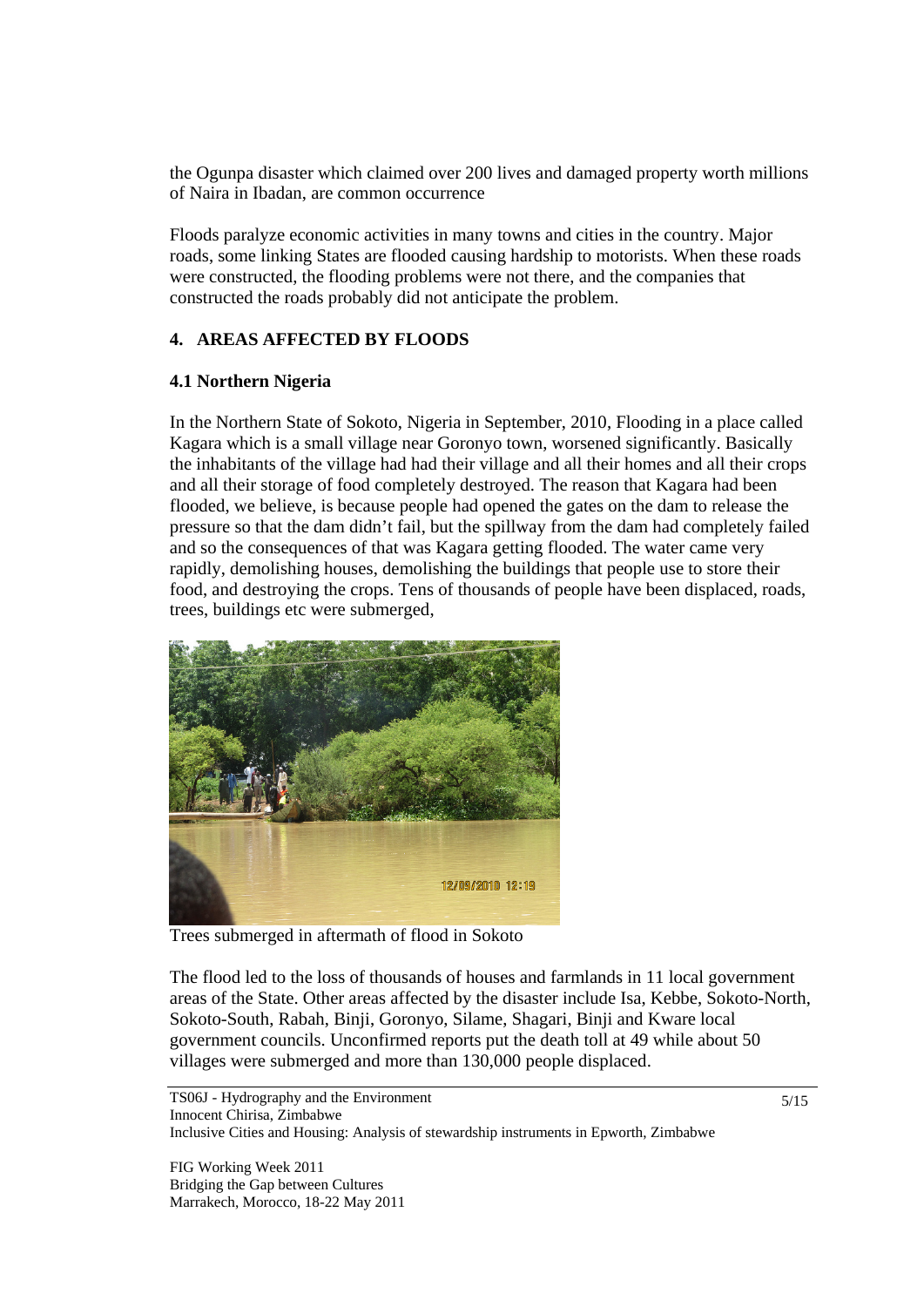the Ogunpa disaster which claimed over 200 lives and damaged property worth millions of Naira in Ibadan, are common occurrence

Floods paralyze economic activities in many towns and cities in the country. Major roads, some linking States are flooded causing hardship to motorists. When these roads were constructed, the flooding problems were not there, and the companies that constructed the roads probably did not anticipate the problem.

## 4. AREAS AFFECTED BY FLOODS

### 4.1 Northern Nigeria

In the Northern State of Sokoto, Nigeria in September, 2010, Flooding in a place called Kagara which is a small village near Goronyo town, worsened significantly. Basically the inhabitants of the village had had their village and all their homes and all their crops and all their storage of food completely destroyed. The reason that Kagara had been flooded, we believe, is because people had opened the gates on the dam to release the pressure so that the dam didn't fail, but the spillway from the dam had completely failed and so the consequences of that was Kagara getting flooded. The water came very rapidly, demolishing houses, demolishing the buildings that people use to store their food, and destroying the crops. Tens of thousands of people have been displaced, roads, trees, buildings etc were submerged,

Trees submerged in aftermath of flood in Sokoto

The flood led to the loss of thousands of houses and farmlands in 11 local government areas of the State. Other areas affected by the disaster include Isa, Kebbe, Sokoto-North, Sokoto-South, Rabah, Binji, Goronyo, Silame, Shagari, Binji and Kware local government councils. Unconfirmed reports put the death toll at 49 while about 50 villages were submerged and more than 130,000 people displaced.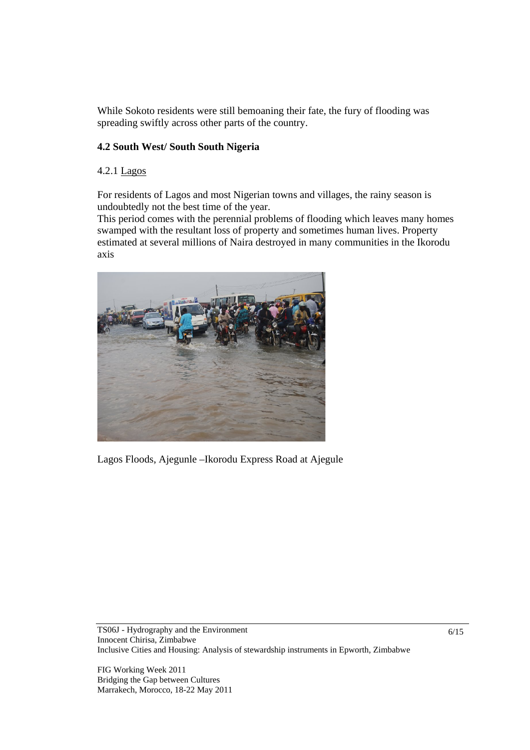While Sokoto residents were still bemoaning their fate, the fury of flooding was spreading swiftly across other parts of the country.

### 4.2 South West/ South South Nigeria

#### 4.2.1 Lagos

For residents of Lagos and most Nigerian towns and villages, the rainy season is undoubtedly not the best time of the year.

This period comes with the perennial problems of flooding which leaves many homes swamped with the resultant loss of property and sometimes human lives. Property estimated at several millions of Naira destroyed in many communities in the Ikorodu axis

Lagos Floods, Ajegunle –Ikorodu Express Road at Ajegule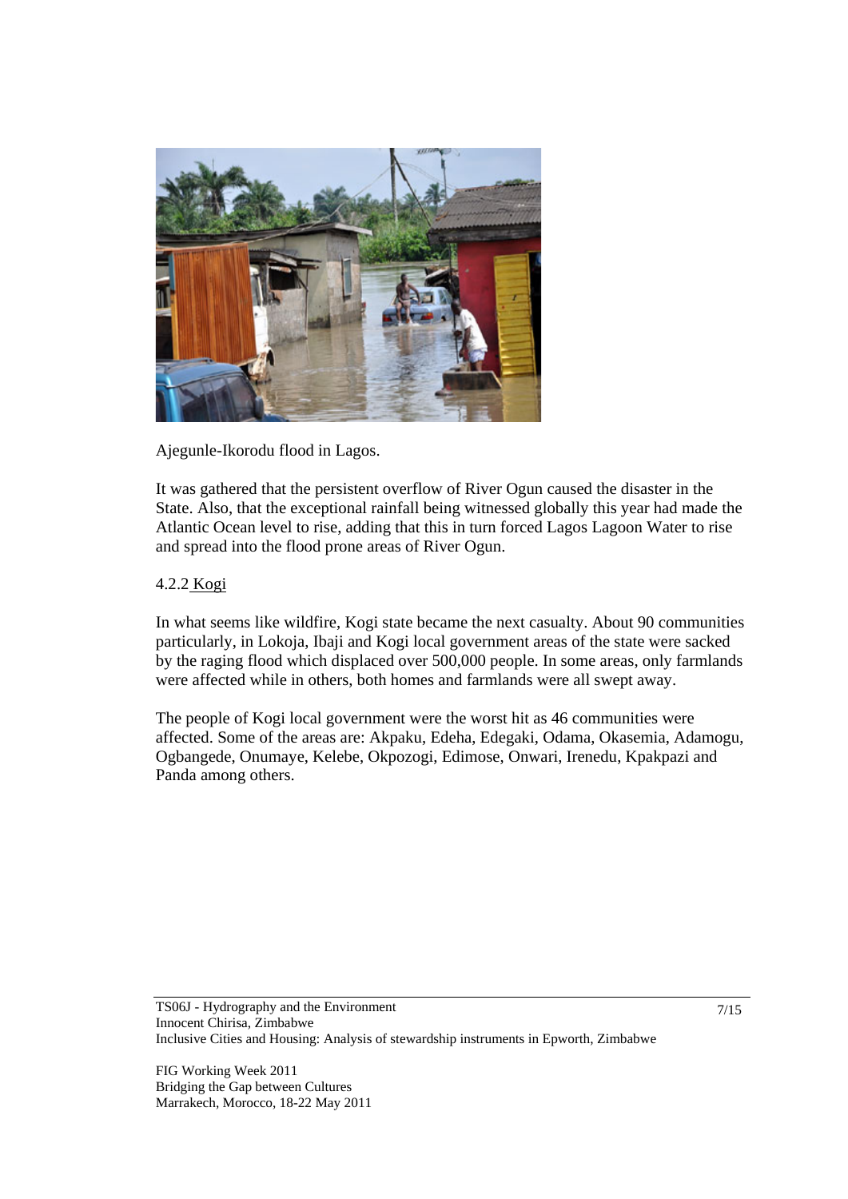Ajegunle-Ikorodu flood in Lagos.

It was gathered that the persistent overflow of River Ogun caused the disaster in the State. Also, that the exceptional rainfall being witnessed globally this year had made the Atlantic Ocean level to rise, adding that this in turn forced Lagos Lagoon Water to rise and spread into the flood prone areas of River Ogun.

#### 4.2.2 Kogi

In what seems like wildfire, Kogi state became the next casualty. About 90 communities particularly, in Lokoja, Ibaji and Kogi local government areas of the state were sacked by the raging flood which displaced over 500,000 people. In some areas, only farmlands were affected while in others, both homes and farmlands were all swept away.

The people of Kogi local government were the worst hit as 46 communities were affected. Some of the areas are: Akpaku, Edeha, Edegaki, Odama, Okasemia, Adamogu, Ogbangede, Onumaye, Kelebe, Okpozogi, Edimose, Onwari, Irenedu, Kpakpazi and Panda among others.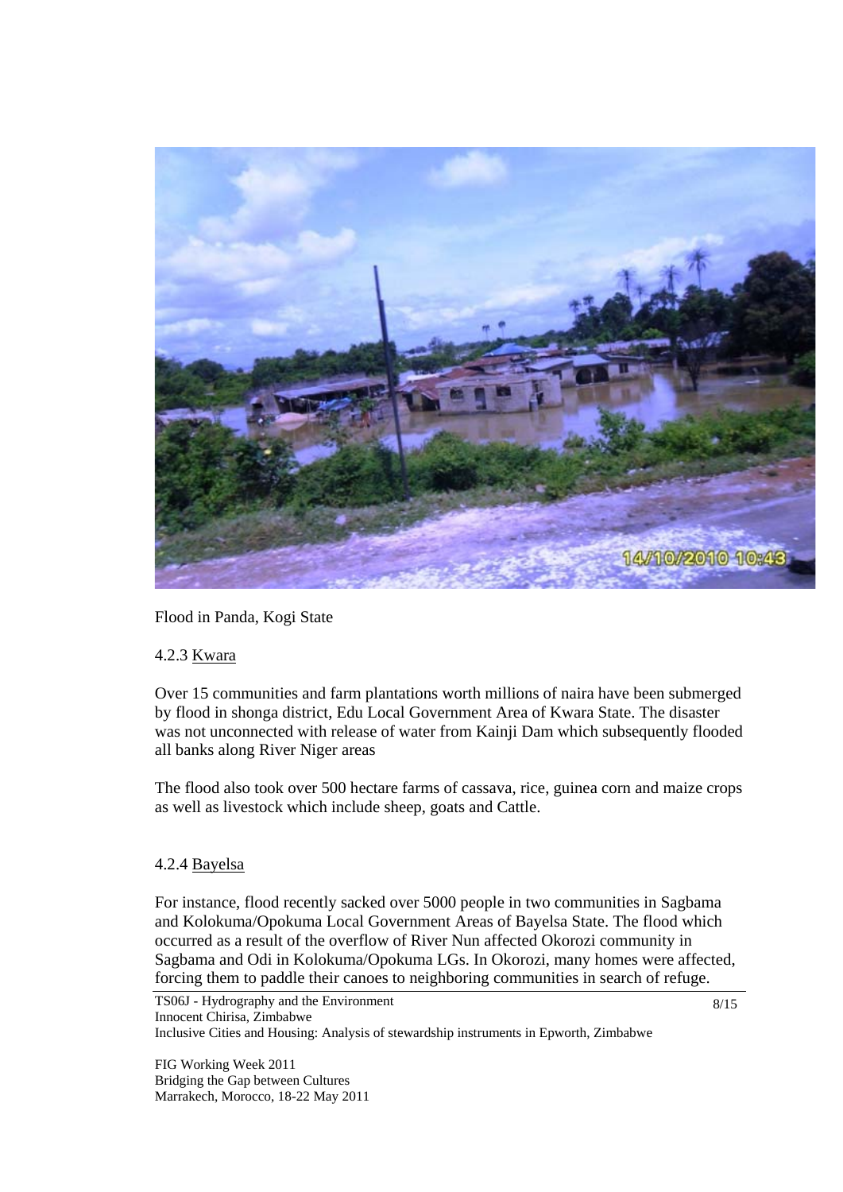Flood in Panda, Kogi State

### 4.2.3 Kwara

Over 15 communities and farm plantations worth millions of naira have been submerged by flood in shonga district, Edu Local Government Area of Kwara State. The disaster was not unconnected with release of water from Kainji Dam which subsequently flooded all banks along River Niger areas

The flood also took over 500 hectare farms of cassava, rice, guinea corn and maize crops as well as livestock which include sheep, goats and Cattle.

### 4.2.4 Bayelsa

For instance, flood recently sacked over 5000 people in two communities in Sagbama and Kolokuma/Opokuma Local Government Areas of Bayelsa State. The flood which occurred as a result of the overflow of River Nun affected Okorozi community in Sagbama and Odi in Kolokuma/Opokuma LGs. In Okorozi, many homes were affected, forcing them to paddle their canoes to neighboring communities in search of refuge.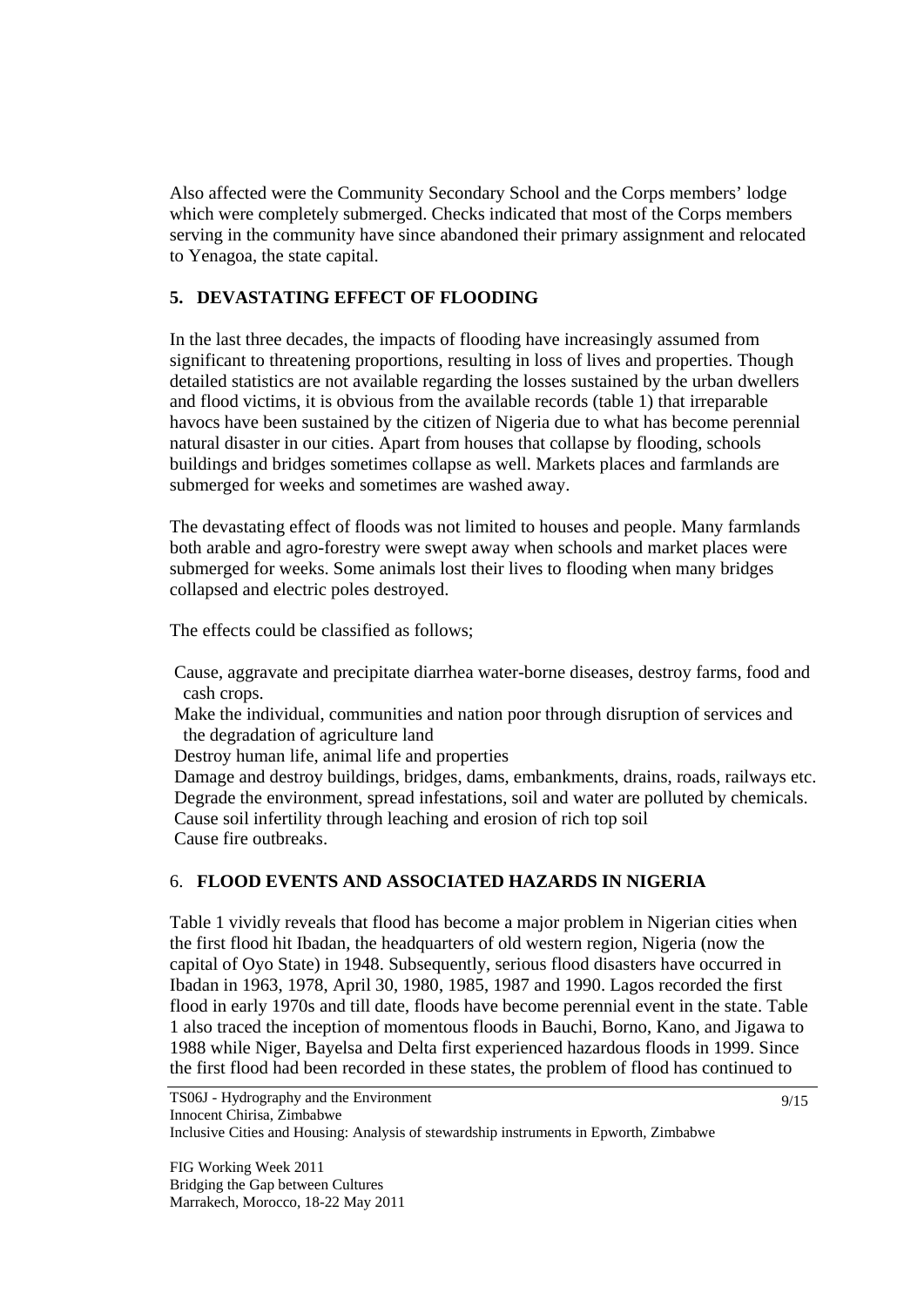Also affected were the Community Secondary School and the Corps members' lodge which were completely submerged. Checks indicated that most of the Corps members serving in the community have since abandoned their primary assignment and relocated to Yenagoa, the state capital.

## 5. DEVASTATING EFFECT OF FLOODING

In the last three decades, the impacts of flooding have increasingly assumed from significant to threatening proportions, resulting in loss of lives and properties. Though detailed statistics are not available regarding the losses sustained by the urban dwellers and flood victims, it is obvious from the available records (table 1) that irreparable havocs have been sustained by the citizen of Nigeria due to what has become perennial natural disaster in our cities. Apart from houses that collapse by flooding, schools buildings and bridges sometimes collapse as well. Markets places and farmlands are submerged for weeks and sometimes are washed away.

The devastating effect of floods was not limited to houses and people. Many farmlands both arable and agro-forestry were swept away when schools and market places were submerged for weeks. Some animals lost their lives to flooding when many bridges collapsed and electric poles destroyed.

The effects could be classified as follows;

- Cause, aggravate and precipitate diarrhea water-borne diseases, destroy farms, food and cash crops.
- Make the individual, communities and nation poor through disruption of services and the degradation of agriculture land
- Destroy human life, animal life and properties
- Damage and destroy buildings, bridges, dams, embankments, drains, roads, railways etc.
- Degrade the environment, spread infestations, soil and water are polluted by chemicals.
- Cause soil infertility through leaching and erosion of rich top soil
- Cause fire outbreaks.

## 6. FLOOD EVENTS AND ASSOCIATED HAZARDS IN NIGERIA

Table 1 vividly reveals that flood has become a major problem in Nigerian cities when the first flood hit Ibadan, the headquarters of old western region, Nigeria (now the capital of Oyo State) in 1948. Subsequently, serious flood disasters have occurred in Ibadan in 1963, 1978, April 30, 1980, 1985, 1987 and 1990. Lagos recorded the first flood in early 1970s and till date, floods have become perennial event in the state. Table 1 also traced the inception of momentous floods in Bauchi, Borno, Kano, and Jigawa to 1988 while Niger, Bayelsa and Delta first experienced hazardous floods in 1999. Since the first flood had been recorded in these states, the problem of flood has continued to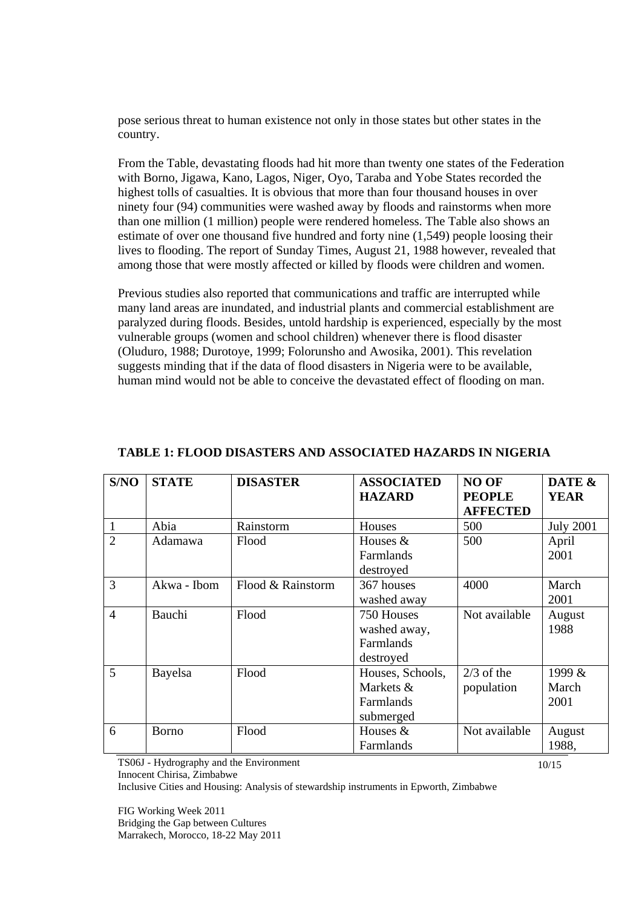pose serious threat to human existence not only in those states but other states in the country.

From the Table, devastating floods had hit more than twenty one states of the Federation with Borno, Jigawa, Kano, Lagos, Niger, Oyo, Taraba and Yobe States recorded the highest tolls of casualties. It is obvious that more than four thousand houses in over ninety four (94) communities were washed away by floods and rainstorms when more than one million (1 million) people were rendered homeless. The Table also shows an estimate of over one thousand five hundred and forty nine (1,549) people loosing their lives to flooding. The report of Sunday Times, August 21, 1988 however, revealed that among those that were mostly affected or killed by floods were children and women.

Previous studies also reported that communications and traffic are interrupted while many land areas are inundated, and industrial plants and commercial establishment are paralyzed during floods. Besides, untold hardship is experienced, especially by the most vulnerable groups (women and school children) whenever there is flood disaster (Oluduro, 1988; Durotoye, 1999; Folorunsho and Awosika, 2001). This revelation suggests minding that if the data of flood disasters in Nigeria were to be available, human mind would not be able to conceive the devastated effect of flooding on man.

**TABLE 1: FLOOD DISASTERS AND ASSOCIATED HAZARDS IN NIGERIA**

| S/NO | STATE | DISASTER | ASSOCIATED HAZARD | NO OF PEOPLE AFFECTED | DATE & YEAR |
|---|---|---|---|---|---|
| 1 | Abia | Rainstorm | Houses | 500 | July 2001 |
| 2 | Adamawa | Flood | Houses & Farmlands destroyed | 500 | April 2001 |
| 3 | Akwa - Ibom | Flood & Rainstorm | 367 houses washed away | 4000 | March 2001 |
| 4 | Bauchi | Flood | 750 Houses washed away, Farmlands destroyed | Not available | August 1988 |
| 5 | Bayelsa | Flood | Houses, Schools, Markets & Farmlands submerged | 2/3 of the population | 1999 & March 2001 |
| 6 | Borno | Flood | Houses & Farmlands | Not available | August 1988, |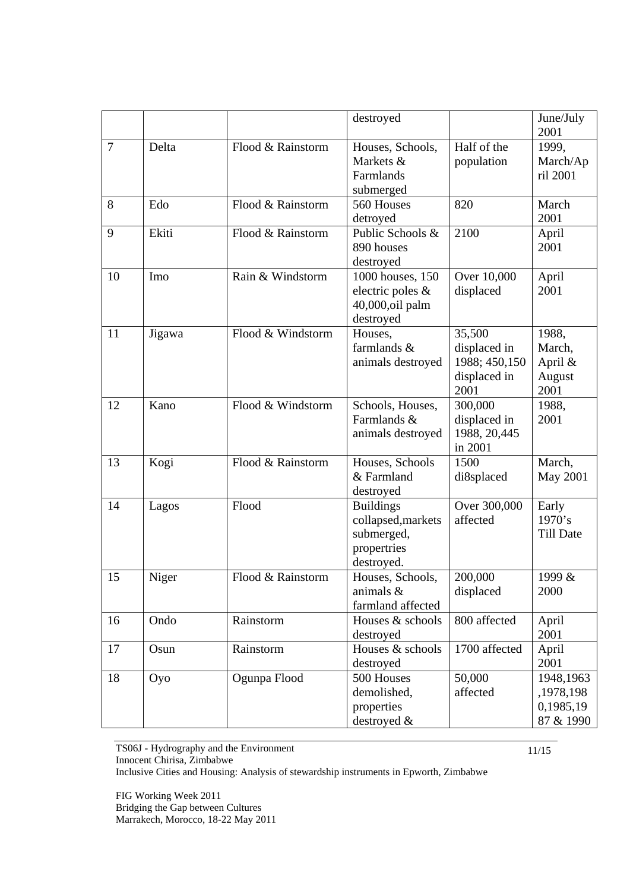|  |  |  | destroyed |  | June/July 2001 |
|---|---|---|---|---|---|
| 7 | Delta | Flood & Rainstorm | Houses, Schools, Markets & Farmlands submerged | Half of the population | 1999, March/April 2001 |
| 8 | Edo | Flood & Rainstorm | 560 Houses detroyed | 820 | March 2001 |
| 9 | Ekiti | Flood & Rainstorm | Public Schools & 890 houses destroyed | 2100 | April 2001 |
| 10 | Imo | Rain & Windstorm | 1000 houses, 150 electric poles & 40,000,oil palm destroyed | Over 10,000 displaced | April 2001 |
| 11 | Jigawa | Flood & Windstorm | Houses, farmlands & animals destroyed | 35,500 displaced in 1988; 450,150 displaced in 2001 | 1988, March, April & August 2001 |
| 12 | Kano | Flood & Windstorm | Schools, Houses, Farmlands & animals destroyed | 300,000 displaced in 1988, 20,445 in 2001 | 1988, 2001 |
| 13 | Kogi | Flood & Rainstorm | Houses, Schools & Farmland destroyed | 1500 di8splaced | March, May 2001 |
| 14 | Lagos | Flood | Buildings collapsed,markets submerged, propertries destroyed. | Over 300,000 affected | Early 1970's Till Date |
| 15 | Niger | Flood & Rainstorm | Houses, Schools, animals & farmland affected | 200,000 displaced | 1999 & 2000 |
| 16 | Ondo | Rainstorm | Houses & schools destroyed | 800 affected | April 2001 |
| 17 | Osun | Rainstorm | Houses & schools destroyed | 1700 affected | April 2001 |
| 18 | Oyo | Ogunpa Flood | 500 Houses demolished, properties destroyed & | 50,000 affected | 1948,1963 ,1978,198 0,1985,19 87 & 1990 |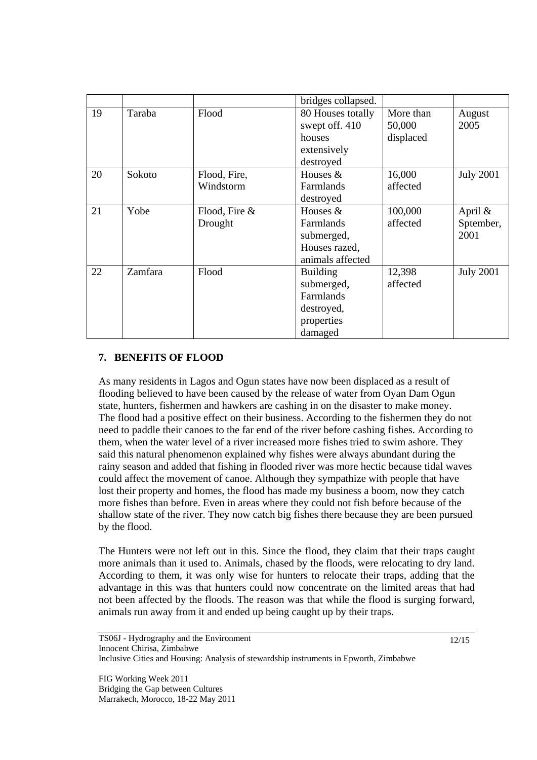|  |  |  | bridges collapsed. |  |  |
| --- | --- | --- | --- | --- | --- |
| 19 | Taraba | Flood | 80 Houses totally swept off. 410 houses extensively destroyed | More than 50,000 displaced | August 2005 |
| 20 | Sokoto | Flood, Fire, Windstorm | Houses & Farmlands destroyed | 16,000 affected | July 2001 |
| 21 | Yobe | Flood, Fire & Drought | Houses & Farmlands submerged, Houses razed, animals affected | 100,000 affected | April & Sptember, 2001 |
| 22 | Zamfara | Flood | Building submerged, Farmlands destroyed, properties damaged | 12,398 affected | July 2001 |

## 7. BENEFITS OF FLOOD

As many residents in Lagos and Ogun states have now been displaced as a result of flooding believed to have been caused by the release of water from Oyan Dam Ogun state, hunters, fishermen and hawkers are cashing in on the disaster to make money. The flood had a positive effect on their business. According to the fishermen they do not need to paddle their canoes to the far end of the river before cashing fishes. According to them, when the water level of a river increased more fishes tried to swim ashore. They said this natural phenomenon explained why fishes were always abundant during the rainy season and added that fishing in flooded river was more hectic because tidal waves could affect the movement of canoe. Although they sympathize with people that have lost their property and homes, the flood has made my business a boom, now they catch more fishes than before. Even in areas where they could not fish before because of the shallow state of the river. They now catch big fishes there because they are been pursued by the flood.

The Hunters were not left out in this. Since the flood, they claim that their traps caught more animals than it used to. Animals, chased by the floods, were relocating to dry land. According to them, it was only wise for hunters to relocate their traps, adding that the advantage in this was that hunters could now concentrate on the limited areas that had not been affected by the floods. The reason was that while the flood is surging forward, animals run away from it and ended up being caught up by their traps.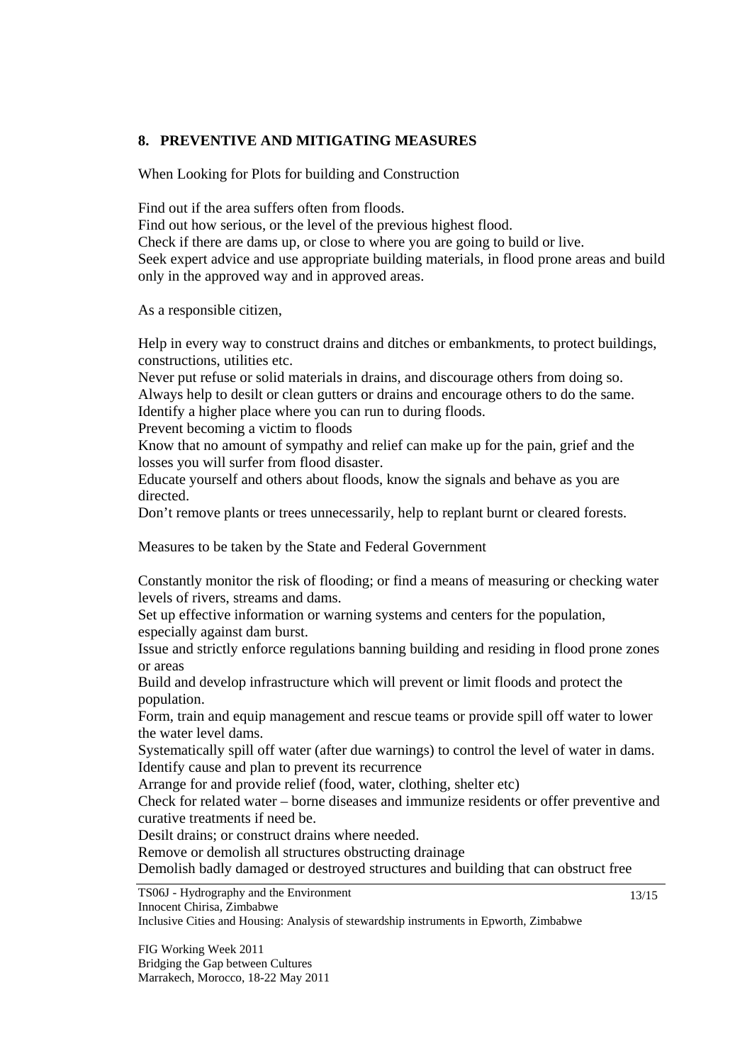## 8. PREVENTIVE AND MITIGATING MEASURES

When Looking for Plots for building and Construction

Find out if the area suffers often from floods.
Find out how serious, or the level of the previous highest flood.
Check if there are dams up, or close to where you are going to build or live.
Seek expert advice and use appropriate building materials, in flood prone areas and build only in the approved way and in approved areas.

As a responsible citizen,

Help in every way to construct drains and ditches or embankments, to protect buildings, constructions, utilities etc.
Never put refuse or solid materials in drains, and discourage others from doing so.
Always help to desilt or clean gutters or drains and encourage others to do the same.
Identify a higher place where you can run to during floods.
Prevent becoming a victim to floods
Know that no amount of sympathy and relief can make up for the pain, grief and the losses you will surfer from flood disaster.
Educate yourself and others about floods, know the signals and behave as you are directed.
Don't remove plants or trees unnecessarily, help to replant burnt or cleared forests.

Measures to be taken by the State and Federal Government

Constantly monitor the risk of flooding; or find a means of measuring or checking water levels of rivers, streams and dams.
Set up effective information or warning systems and centers for the population, especially against dam burst.
Issue and strictly enforce regulations banning building and residing in flood prone zones or areas
Build and develop infrastructure which will prevent or limit floods and protect the population.
Form, train and equip management and rescue teams or provide spill off water to lower the water level dams.
Systematically spill off water (after due warnings) to control the level of water in dams.
Identify cause and plan to prevent its recurrence
Arrange for and provide relief (food, water, clothing, shelter etc)
Check for related water – borne diseases and immunize residents or offer preventive and curative treatments if need be.
Desilt drains; or construct drains where needed.
Remove or demolish all structures obstructing drainage
Demolish badly damaged or destroyed structures and building that can obstruct free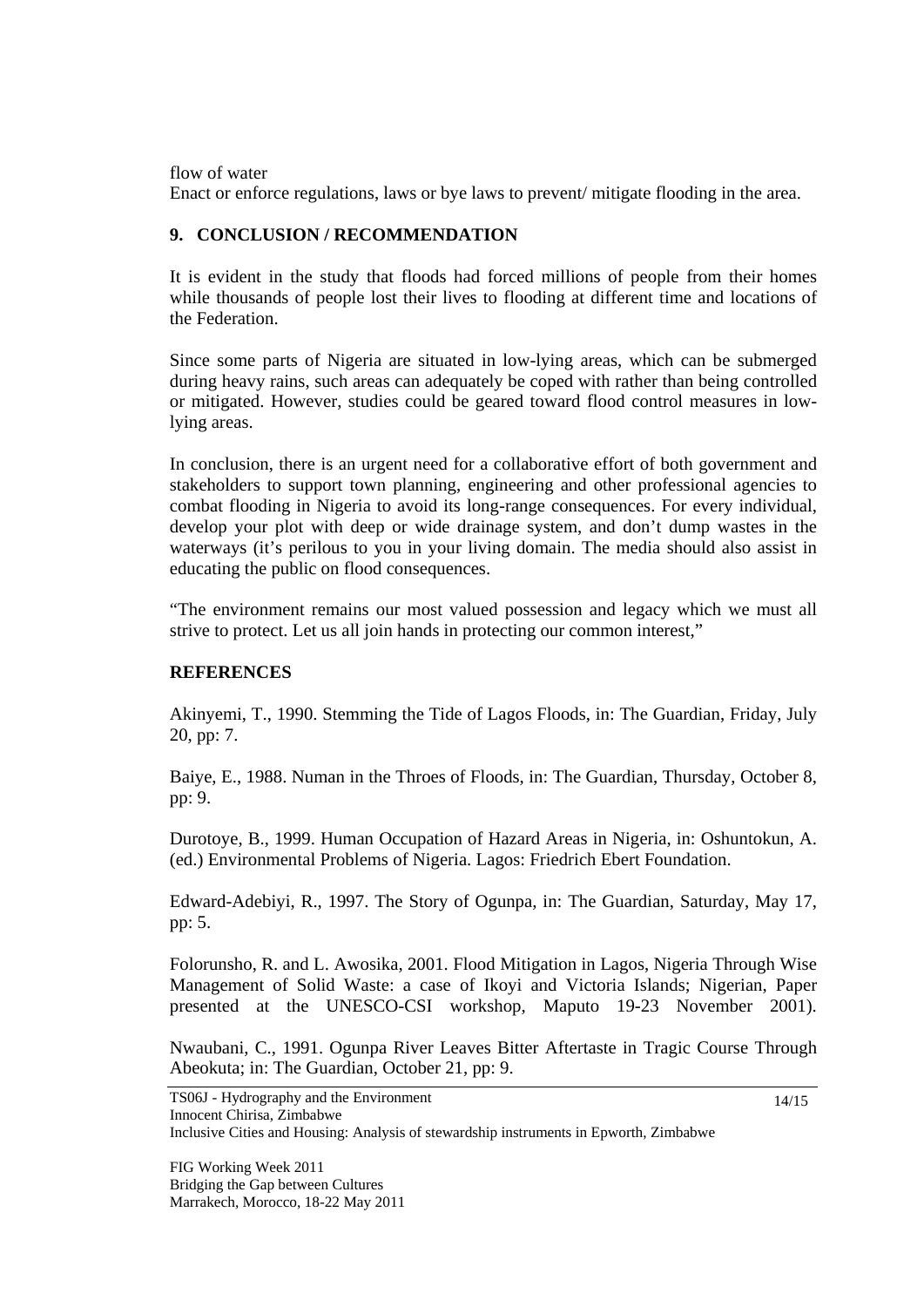flow of water

Enact or enforce regulations, laws or bye laws to prevent/ mitigate flooding in the area.

## 9. CONCLUSION / RECOMMENDATION

It is evident in the study that floods had forced millions of people from their homes while thousands of people lost their lives to flooding at different time and locations of the Federation.

Since some parts of Nigeria are situated in low-lying areas, which can be submerged during heavy rains, such areas can adequately be coped with rather than being controlled or mitigated. However, studies could be geared toward flood control measures in low-lying areas.

In conclusion, there is an urgent need for a collaborative effort of both government and stakeholders to support town planning, engineering and other professional agencies to combat flooding in Nigeria to avoid its long-range consequences. For every individual, develop your plot with deep or wide drainage system, and don't dump wastes in the waterways (it's perilous to you in your living domain. The media should also assist in educating the public on flood consequences.

"The environment remains our most valued possession and legacy which we must all strive to protect. Let us all join hands in protecting our common interest,"

## REFERENCES

Akinyemi, T., 1990. Stemming the Tide of Lagos Floods, in: The Guardian, Friday, July 20, pp: 7.

Baiye, E., 1988. Numan in the Throes of Floods, in: The Guardian, Thursday, October 8, pp: 9.

Durotoye, B., 1999. Human Occupation of Hazard Areas in Nigeria, in: Oshuntokun, A. (ed.) Environmental Problems of Nigeria. Lagos: Friedrich Ebert Foundation.

Edward-Adebiyi, R., 1997. The Story of Ogunpa, in: The Guardian, Saturday, May 17, pp: 5.

Folorunsho, R. and L. Awosika, 2001. Flood Mitigation in Lagos, Nigeria Through Wise Management of Solid Waste: a case of Ikoyi and Victoria Islands; Nigerian, Paper presented at the UNESCO-CSI workshop, Maputo 19-23 November 2001).

Nwaubani, C., 1991. Ogunpa River Leaves Bitter Aftertaste in Tragic Course Through Abeokuta; in: The Guardian, October 21, pp: 9.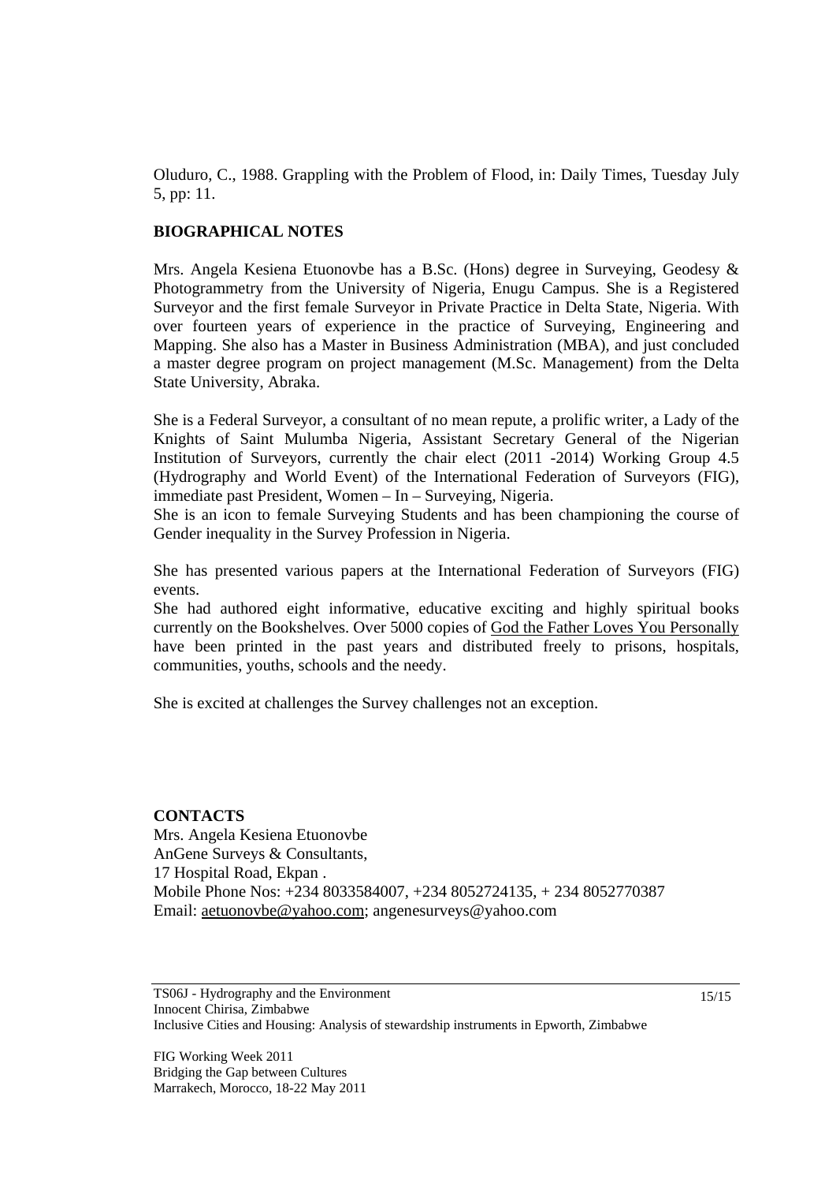Oluduro, C., 1988. Grappling with the Problem of Flood, in: Daily Times, Tuesday July 5, pp: 11.

## BIOGRAPHICAL NOTES

Mrs. Angela Kesiena Etuonovbe has a B.Sc. (Hons) degree in Surveying, Geodesy & Photogrammetry from the University of Nigeria, Enugu Campus. She is a Registered Surveyor and the first female Surveyor in Private Practice in Delta State, Nigeria. With over fourteen years of experience in the practice of Surveying, Engineering and Mapping. She also has a Master in Business Administration (MBA), and just concluded a master degree program on project management (M.Sc. Management) from the Delta State University, Abraka.

She is a Federal Surveyor, a consultant of no mean repute, a prolific writer, a Lady of the Knights of Saint Mulumba Nigeria, Assistant Secretary General of the Nigerian Institution of Surveyors, currently the chair elect (2011 -2014) Working Group 4.5 (Hydrography and World Event) of the International Federation of Surveyors (FIG), immediate past President, Women – In – Surveying, Nigeria.

She is an icon to female Surveying Students and has been championing the course of Gender inequality in the Survey Profession in Nigeria.

She has presented various papers at the International Federation of Surveyors (FIG) events.

She had authored eight informative, educative exciting and highly spiritual books currently on the Bookshelves. Over 5000 copies of God the Father Loves You Personally have been printed in the past years and distributed freely to prisons, hospitals, communities, youths, schools and the needy.

She is excited at challenges the Survey challenges not an exception.

## CONTACTS

Mrs. Angela Kesiena Etuonovbe
AnGene Surveys & Consultants,
17 Hospital Road, Ekpan .
Mobile Phone Nos: +234 8033584007, +234 8052724135, + 234 8052770387
Email: aetuonovbe@yahoo.com; angenesurveys@yahoo.com